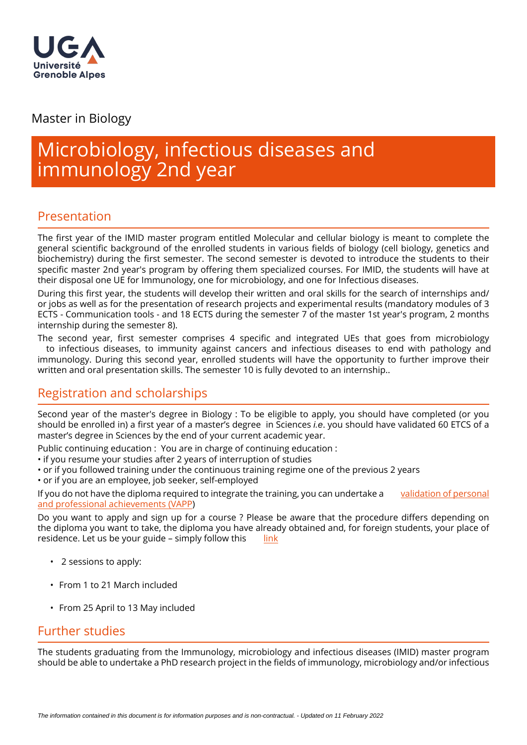Master in Biology

# Microbiology, infectious diseases and immunology 2nd year

## Presentation

The first year of the IMID master program entitled Molecular and cellular biology is meant to complete the general scientific background of the enrolled students in various fields of biology (cell biology, genetics and biochemistry) during the first semester. The second semester is devoted to introduce the students to their specific master 2nd year's program by offering them specialized courses. For IMID, the students will have at their disposal one UE for Immunology, one for microbiology, and one for Infectious diseases.

During this first year, the students will develop their written and oral skills for the search of internships and/or jobs as well as for the presentation of research projects and experimental results (mandatory modules of 3 ECTS - Communication tools - and 18 ECTS during the semester 7 of the master 1st year's program, 2 months internship during the semester 8).

The second year, first semester comprises 4 specific and integrated UEs that goes from microbiology to infectious diseases, to immunity against cancers and infectious diseases to end with pathology and immunology. During this second year, enrolled students will have the opportunity to further improve their written and oral presentation skills. The semester 10 is fully devoted to an internship..

## Registration and scholarships

Second year of the master's degree in Biology : To be eligible to apply, you should have completed (or you should be enrolled in) a first year of a master's degree in Sciences *i.e*. you should have validated 60 ETCS of a master's degree in Sciences by the end of your current academic year.

Public continuing education : You are in charge of continuing education :
• if you resume your studies after 2 years of interruption of studies
• or if you followed training under the continuous training regime one of the previous 2 years
• or if you are an employee, job seeker, self-employed

If you do not have the diploma required to integrate the training, you can undertake a validation of personal and professional achievements (VAPP)

Do you want to apply and sign up for a course ? Please be aware that the procedure differs depending on the diploma you want to take, the diploma you have already obtained and, for foreign students, your place of residence. Let us be your guide – simply follow this link

- 2 sessions to apply:
- From 1 to 21 March included
- From 25 April to 13 May included

## Further studies

The students graduating from the Immunology, microbiology and infectious diseases (IMID) master program should be able to undertake a PhD research project in the fields of immunology, microbiology and/or infectious

*The information contained in this document is for information purposes and is non-contractual. - Updated on 11 February 2022*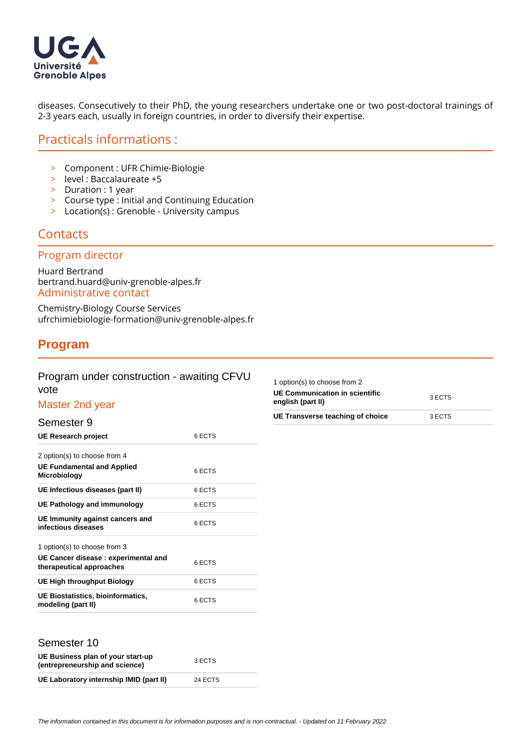diseases. Consecutively to their PhD, the young researchers undertake one or two post-doctoral trainings of 2-3 years each, usually in foreign countries, in order to diversify their expertise.

## Practicals informations :

- Component : UFR Chimie-Biologie
- level : Baccalaureate +5
- Duration : 1 year
- Course type : Initial and Continuing Education
- Location(s) : Grenoble - University campus

## Contacts

### Program director

Huard Bertrand
bertrand.huard@univ-grenoble-alpes.fr

### Administrative contact

Chemistry-Biology Course Services
ufrchimiebiologie-formation@univ-grenoble-alpes.fr

## Program

Program under construction - awaiting CFVU vote

### Master 2nd year

#### Semester 9

| | |
|---|---|
| **UE Research project** | 6 ECTS |

2 option(s) to choose from 4

| | |
|---|---|
| **UE Fundamental and Applied Microbiology** | 6 ECTS |
| **UE Infectious diseases (part II)** | 6 ECTS |
| **UE Pathology and immunology** | 6 ECTS |
| **UE Immunity against cancers and infectious diseases** | 6 ECTS |

1 option(s) to choose from 3

| | |
|---|---|
| **UE Cancer disease : experimental and therapeutical approaches** | 6 ECTS |
| **UE High throughput Biology** | 6 ECTS |
| **UE Biostatistics, bioinformatics, modeling (part II)** | 6 ECTS |

1 option(s) to choose from 2

| | |
|---|---|
| **UE Communication in scientific english (part II)** | 3 ECTS |
| **UE Transverse teaching of choice** | 3 ECTS |

#### Semester 10

| | |
|---|---|
| **UE Business plan of your start-up (entrepreneurship and science)** | 3 ECTS |
| **UE Laboratory internship IMID (part II)** | 24 ECTS |

*The information contained in this document is for information purposes and is non-contractual. - Updated on 11 February 2022*